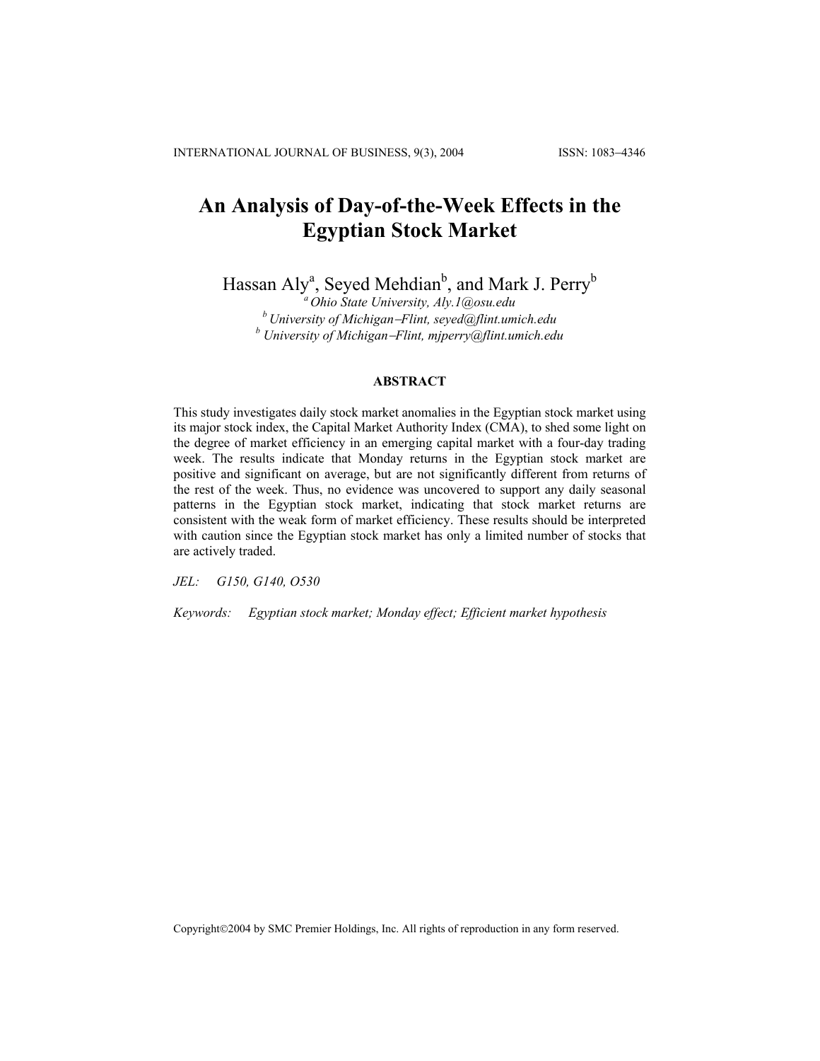# An Analysis of Day-of-the-Week Effects in the Egyptian Stock Market

Hassan Aly[a], Seyed Mehdian[b], and Mark J. Perry[b]

[a] *Ohio State University, Aly.1@osu.edu*
[b] *University of Michigan–Flint, seyed@flint.umich.edu*
[b] *University of Michigan–Flint, mjperry@flint.umich.edu*

## ABSTRACT

This study investigates daily stock market anomalies in the Egyptian stock market using its major stock index, the Capital Market Authority Index (CMA), to shed some light on the degree of market efficiency in an emerging capital market with a four-day trading week. The results indicate that Monday returns in the Egyptian stock market are positive and significant on average, but are not significantly different from returns of the rest of the week. Thus, no evidence was uncovered to support any daily seasonal patterns in the Egyptian stock market, indicating that stock market returns are consistent with the weak form of market efficiency. These results should be interpreted with caution since the Egyptian stock market has only a limited number of stocks that are actively traded.

*JEL:* *G150, G140, O530*

*Keywords:* *Egyptian stock market; Monday effect; Efficient market hypothesis*

Copyright©2004 by SMC Premier Holdings, Inc. All rights of reproduction in any form reserved.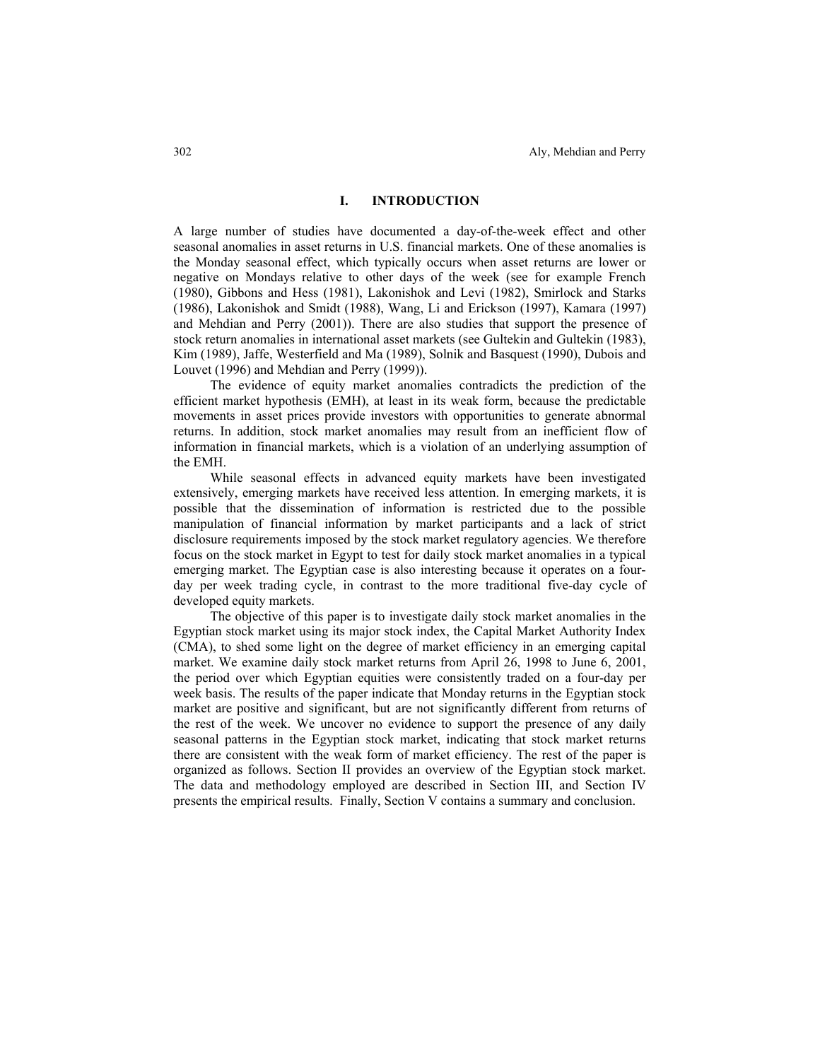## I. INTRODUCTION

A large number of studies have documented a day-of-the-week effect and other seasonal anomalies in asset returns in U.S. financial markets. One of these anomalies is the Monday seasonal effect, which typically occurs when asset returns are lower or negative on Mondays relative to other days of the week (see for example French (1980), Gibbons and Hess (1981), Lakonishok and Levi (1982), Smirlock and Starks (1986), Lakonishok and Smidt (1988), Wang, Li and Erickson (1997), Kamara (1997) and Mehdian and Perry (2001)). There are also studies that support the presence of stock return anomalies in international asset markets (see Gultekin and Gultekin (1983), Kim (1989), Jaffe, Westerfield and Ma (1989), Solnik and Basquest (1990), Dubois and Louvet (1996) and Mehdian and Perry (1999)).

The evidence of equity market anomalies contradicts the prediction of the efficient market hypothesis (EMH), at least in its weak form, because the predictable movements in asset prices provide investors with opportunities to generate abnormal returns. In addition, stock market anomalies may result from an inefficient flow of information in financial markets, which is a violation of an underlying assumption of the EMH.

While seasonal effects in advanced equity markets have been investigated extensively, emerging markets have received less attention. In emerging markets, it is possible that the dissemination of information is restricted due to the possible manipulation of financial information by market participants and a lack of strict disclosure requirements imposed by the stock market regulatory agencies. We therefore focus on the stock market in Egypt to test for daily stock market anomalies in a typical emerging market. The Egyptian case is also interesting because it operates on a four-day per week trading cycle, in contrast to the more traditional five-day cycle of developed equity markets.

The objective of this paper is to investigate daily stock market anomalies in the Egyptian stock market using its major stock index, the Capital Market Authority Index (CMA), to shed some light on the degree of market efficiency in an emerging capital market. We examine daily stock market returns from April 26, 1998 to June 6, 2001, the period over which Egyptian equities were consistently traded on a four-day per week basis. The results of the paper indicate that Monday returns in the Egyptian stock market are positive and significant, but are not significantly different from returns of the rest of the week. We uncover no evidence to support the presence of any daily seasonal patterns in the Egyptian stock market, indicating that stock market returns there are consistent with the weak form of market efficiency. The rest of the paper is organized as follows. Section II provides an overview of the Egyptian stock market. The data and methodology employed are described in Section III, and Section IV presents the empirical results. Finally, Section V contains a summary and conclusion.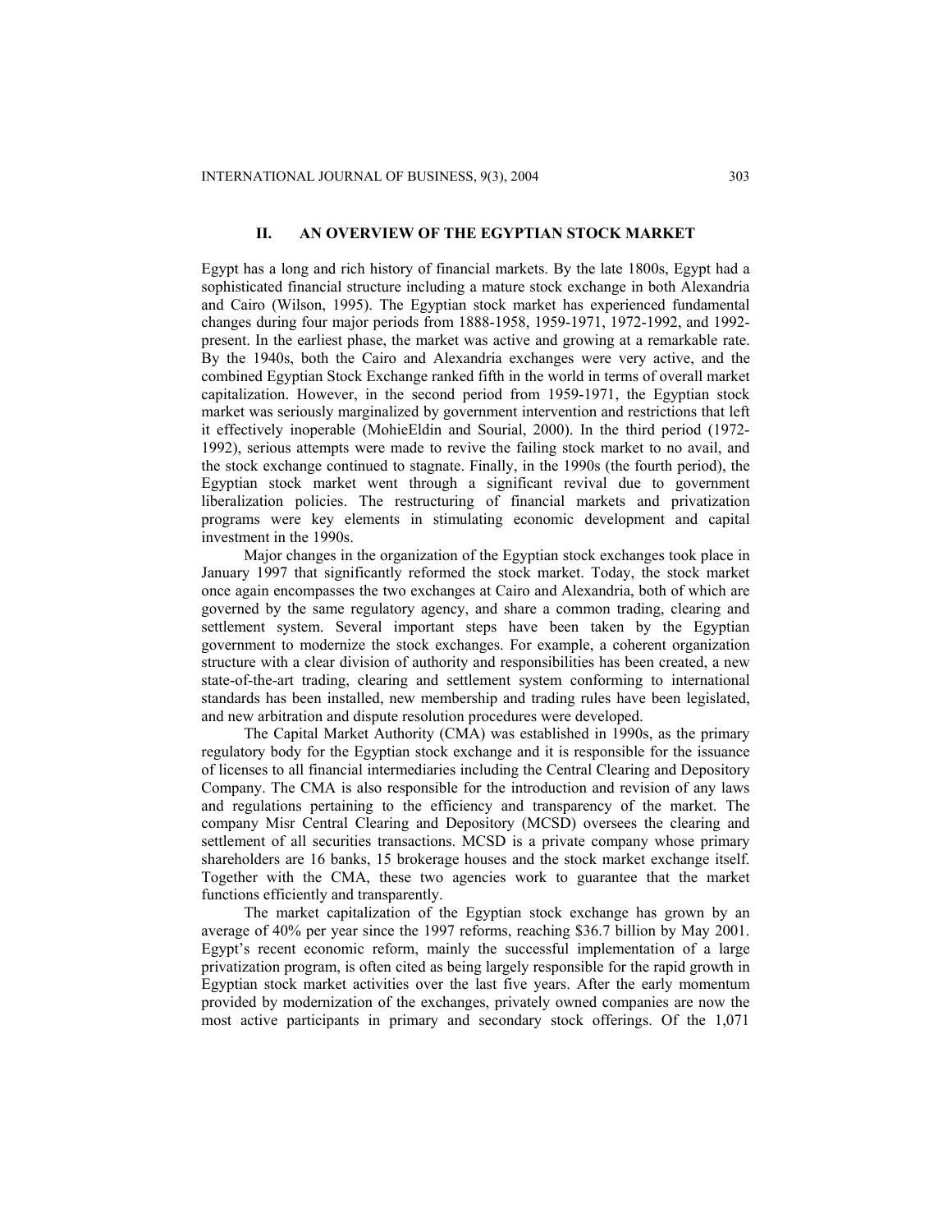## II. AN OVERVIEW OF THE EGYPTIAN STOCK MARKET

Egypt has a long and rich history of financial markets. By the late 1800s, Egypt had a sophisticated financial structure including a mature stock exchange in both Alexandria and Cairo (Wilson, 1995). The Egyptian stock market has experienced fundamental changes during four major periods from 1888-1958, 1959-1971, 1972-1992, and 1992-present. In the earliest phase, the market was active and growing at a remarkable rate. By the 1940s, both the Cairo and Alexandria exchanges were very active, and the combined Egyptian Stock Exchange ranked fifth in the world in terms of overall market capitalization. However, in the second period from 1959-1971, the Egyptian stock market was seriously marginalized by government intervention and restrictions that left it effectively inoperable (MohieEldin and Sourial, 2000). In the third period (1972-1992), serious attempts were made to revive the failing stock market to no avail, and the stock exchange continued to stagnate. Finally, in the 1990s (the fourth period), the Egyptian stock market went through a significant revival due to government liberalization policies. The restructuring of financial markets and privatization programs were key elements in stimulating economic development and capital investment in the 1990s.

Major changes in the organization of the Egyptian stock exchanges took place in January 1997 that significantly reformed the stock market. Today, the stock market once again encompasses the two exchanges at Cairo and Alexandria, both of which are governed by the same regulatory agency, and share a common trading, clearing and settlement system. Several important steps have been taken by the Egyptian government to modernize the stock exchanges. For example, a coherent organization structure with a clear division of authority and responsibilities has been created, a new state-of-the-art trading, clearing and settlement system conforming to international standards has been installed, new membership and trading rules have been legislated, and new arbitration and dispute resolution procedures were developed.

The Capital Market Authority (CMA) was established in 1990s, as the primary regulatory body for the Egyptian stock exchange and it is responsible for the issuance of licenses to all financial intermediaries including the Central Clearing and Depository Company. The CMA is also responsible for the introduction and revision of any laws and regulations pertaining to the efficiency and transparency of the market. The company Misr Central Clearing and Depository (MCSD) oversees the clearing and settlement of all securities transactions. MCSD is a private company whose primary shareholders are 16 banks, 15 brokerage houses and the stock market exchange itself. Together with the CMA, these two agencies work to guarantee that the market functions efficiently and transparently.

The market capitalization of the Egyptian stock exchange has grown by an average of 40% per year since the 1997 reforms, reaching $36.7 billion by May 2001. Egypt's recent economic reform, mainly the successful implementation of a large privatization program, is often cited as being largely responsible for the rapid growth in Egyptian stock market activities over the last five years. After the early momentum provided by modernization of the exchanges, privately owned companies are now the most active participants in primary and secondary stock offerings. Of the 1,071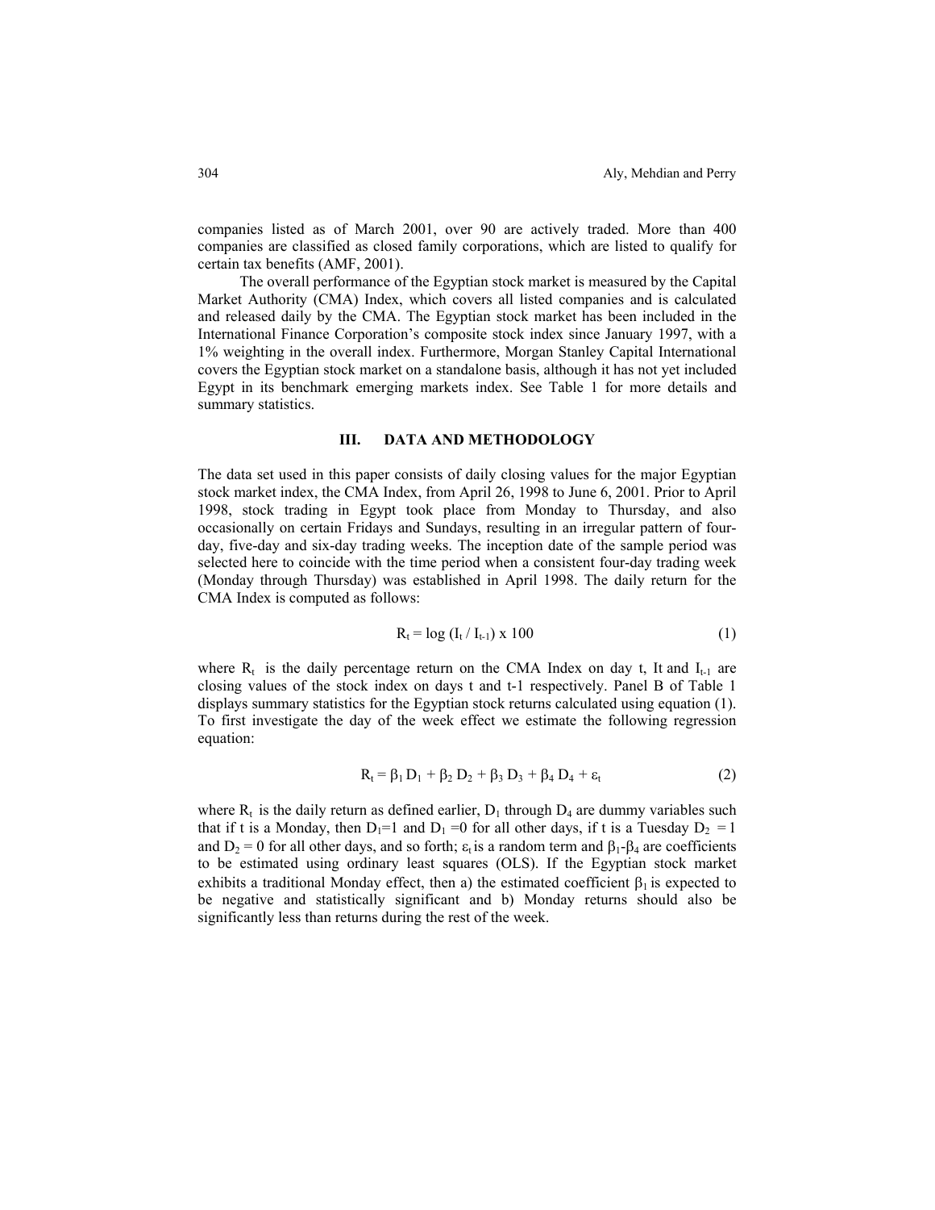companies listed as of March 2001, over 90 are actively traded. More than 400 companies are classified as closed family corporations, which are listed to qualify for certain tax benefits (AMF, 2001).

The overall performance of the Egyptian stock market is measured by the Capital Market Authority (CMA) Index, which covers all listed companies and is calculated and released daily by the CMA. The Egyptian stock market has been included in the International Finance Corporation's composite stock index since January 1997, with a 1% weighting in the overall index. Furthermore, Morgan Stanley Capital International covers the Egyptian stock market on a standalone basis, although it has not yet included Egypt in its benchmark emerging markets index. See Table 1 for more details and summary statistics.

## III. DATA AND METHODOLOGY

The data set used in this paper consists of daily closing values for the major Egyptian stock market index, the CMA Index, from April 26, 1998 to June 6, 2001. Prior to April 1998, stock trading in Egypt took place from Monday to Thursday, and also occasionally on certain Fridays and Sundays, resulting in an irregular pattern of four-day, five-day and six-day trading weeks. The inception date of the sample period was selected here to coincide with the time period when a consistent four-day trading week (Monday through Thursday) was established in April 1998. The daily return for the CMA Index is computed as follows:

$$R_t = \log (I_t / I_{t-1}) \times 100 \tag{1}$$

where $R_t$ is the daily percentage return on the CMA Index on day t, It and $I_{t-1}$ are closing values of the stock index on days t and t-1 respectively. Panel B of Table 1 displays summary statistics for the Egyptian stock returns calculated using equation (1). To first investigate the day of the week effect we estimate the following regression equation:

$$R_t = \beta_1 D_1 + \beta_2 D_2 + \beta_3 D_3 + \beta_4 D_4 + \varepsilon_t \tag{2}$$

where $R_t$ is the daily return as defined earlier, $D_1$ through $D_4$ are dummy variables such that if t is a Monday, then $D_1$=1 and $D_1$ =0 for all other days, if t is a Tuesday $D_2$ = 1 and $D_2$ = 0 for all other days, and so forth; $\varepsilon_t$ is a random term and $\beta_1$-$\beta_4$ are coefficients to be estimated using ordinary least squares (OLS). If the Egyptian stock market exhibits a traditional Monday effect, then a) the estimated coefficient $\beta_1$ is expected to be negative and statistically significant and b) Monday returns should also be significantly less than returns during the rest of the week.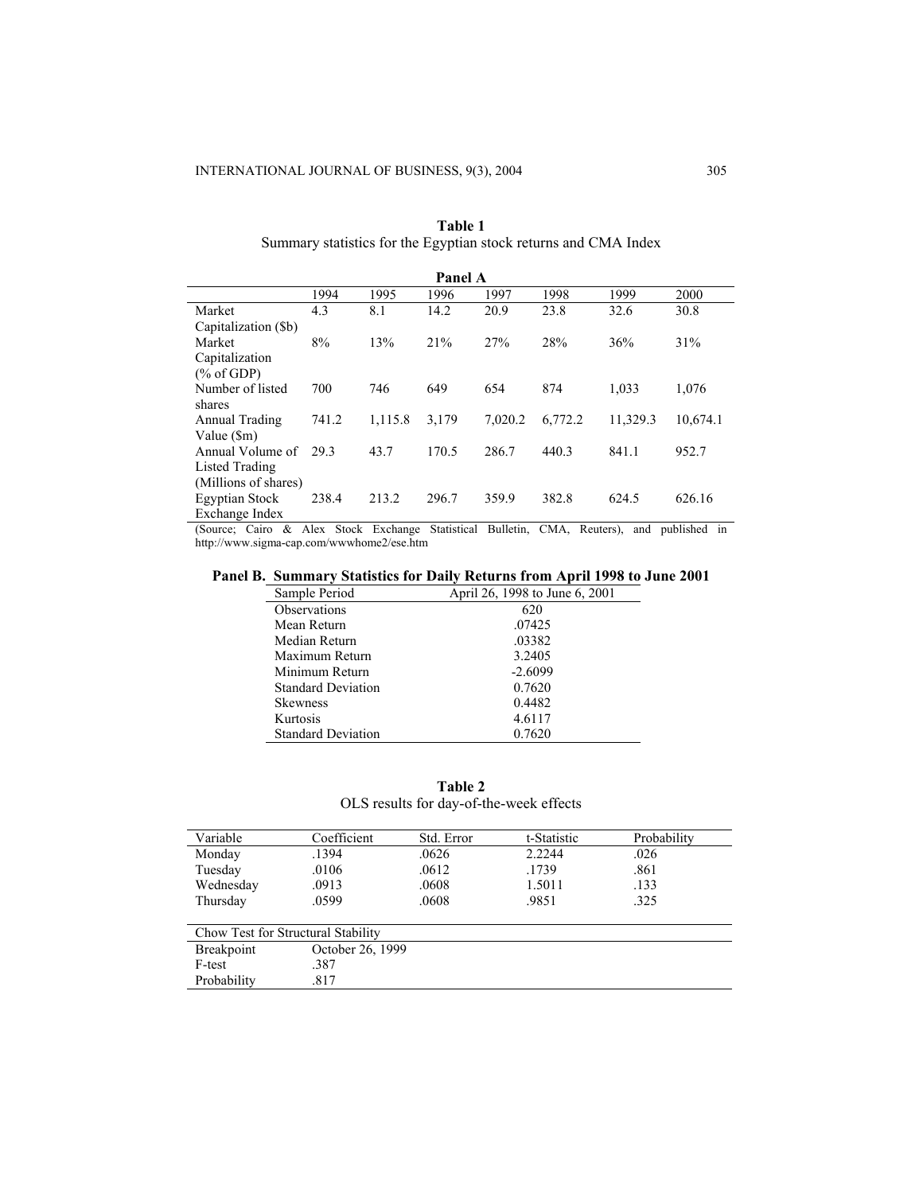**Table 1**
Summary statistics for the Egyptian stock returns and CMA Index

**Panel A**

| | 1994 | 1995 | 1996 | 1997 | 1998 | 1999 | 2000 |
|---|---|---|---|---|---|---|---|
| Market Capitalization ($b) | 4.3 | 8.1 | 14.2 | 20.9 | 23.8 | 32.6 | 30.8 |
| Market Capitalization (% of GDP) | 8% | 13% | 21% | 27% | 28% | 36% | 31% |
| Number of listed shares | 700 | 746 | 649 | 654 | 874 | 1,033 | 1,076 |
| Annual Trading Value ($m) | 741.2 | 1,115.8 | 3,179 | 7,020.2 | 6,772.2 | 11,329.3 | 10,674.1 |
| Annual Volume of Listed Trading (Millions of shares) | 29.3 | 43.7 | 170.5 | 286.7 | 440.3 | 841.1 | 952.7 |
| Egyptian Stock Exchange Index | 238.4 | 213.2 | 296.7 | 359.9 | 382.8 | 624.5 | 626.16 |

(Source; Cairo & Alex Stock Exchange Statistical Bulletin, CMA, Reuters), and published in http://www.sigma-cap.com/wwwhome2/ese.htm

**Panel B. Summary Statistics for Daily Returns from April 1998 to June 2001**

| Sample Period | April 26, 1998 to June 6, 2001 |
|---|---|
| Observations | 620 |
| Mean Return | .07425 |
| Median Return | .03382 |
| Maximum Return | 3.2405 |
| Minimum Return | -2.6099 |
| Standard Deviation | 0.7620 |
| Skewness | 0.4482 |
| Kurtosis | 4.6117 |
| Standard Deviation | 0.7620 |

**Table 2**
OLS results for day-of-the-week effects

| Variable | Coefficient | Std. Error | t-Statistic | Probability |
|---|---|---|---|---|
| Monday | .1394 | .0626 | 2.2244 | .026 |
| Tuesday | .0106 | .0612 | .1739 | .861 |
| Wednesday | .0913 | .0608 | 1.5011 | .133 |
| Thursday | .0599 | .0608 | .9851 | .325 |

| Chow Test for Structural Stability | |
|---|---|
| Breakpoint | October 26, 1999 |
| F-test | .387 |
| Probability | .817 |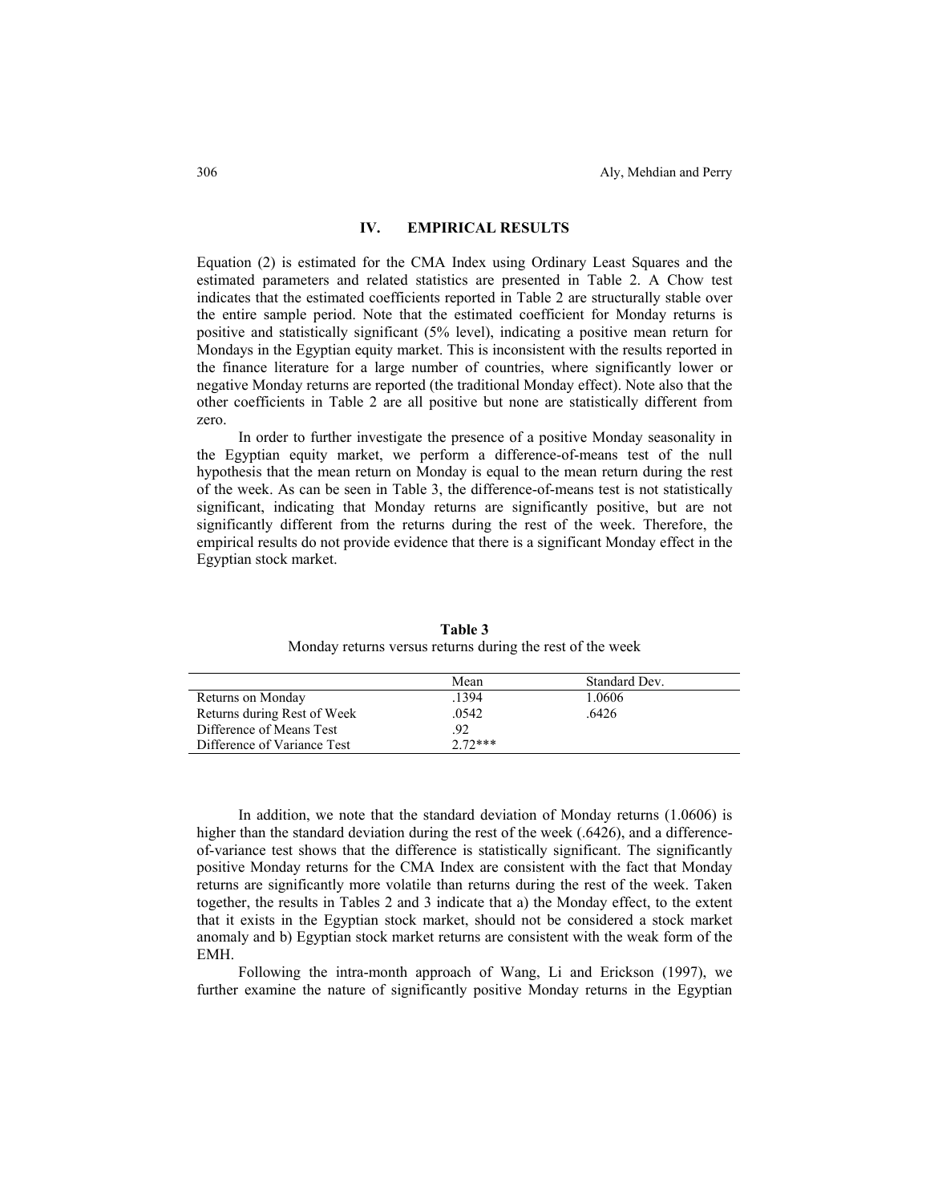## IV. EMPIRICAL RESULTS

Equation (2) is estimated for the CMA Index using Ordinary Least Squares and the estimated parameters and related statistics are presented in Table 2. A Chow test indicates that the estimated coefficients reported in Table 2 are structurally stable over the entire sample period. Note that the estimated coefficient for Monday returns is positive and statistically significant (5% level), indicating a positive mean return for Mondays in the Egyptian equity market. This is inconsistent with the results reported in the finance literature for a large number of countries, where significantly lower or negative Monday returns are reported (the traditional Monday effect). Note also that the other coefficients in Table 2 are all positive but none are statistically different from zero.

In order to further investigate the presence of a positive Monday seasonality in the Egyptian equity market, we perform a difference-of-means test of the null hypothesis that the mean return on Monday is equal to the mean return during the rest of the week. As can be seen in Table 3, the difference-of-means test is not statistically significant, indicating that Monday returns are significantly positive, but are not significantly different from the returns during the rest of the week. Therefore, the empirical results do not provide evidence that there is a significant Monday effect in the Egyptian stock market.

**Table 3**
Monday returns versus returns during the rest of the week

| | Mean | Standard Dev. |
|---|---|---|
| Returns on Monday | .1394 | 1.0606 |
| Returns during Rest of Week | .0542 | .6426 |
| Difference of Means Test | .92 | |
| Difference of Variance Test | 2.72*** | |

In addition, we note that the standard deviation of Monday returns (1.0606) is higher than the standard deviation during the rest of the week (.6426), and a difference-of-variance test shows that the difference is statistically significant. The significantly positive Monday returns for the CMA Index are consistent with the fact that Monday returns are significantly more volatile than returns during the rest of the week. Taken together, the results in Tables 2 and 3 indicate that a) the Monday effect, to the extent that it exists in the Egyptian stock market, should not be considered a stock market anomaly and b) Egyptian stock market returns are consistent with the weak form of the EMH.

Following the intra-month approach of Wang, Li and Erickson (1997), we further examine the nature of significantly positive Monday returns in the Egyptian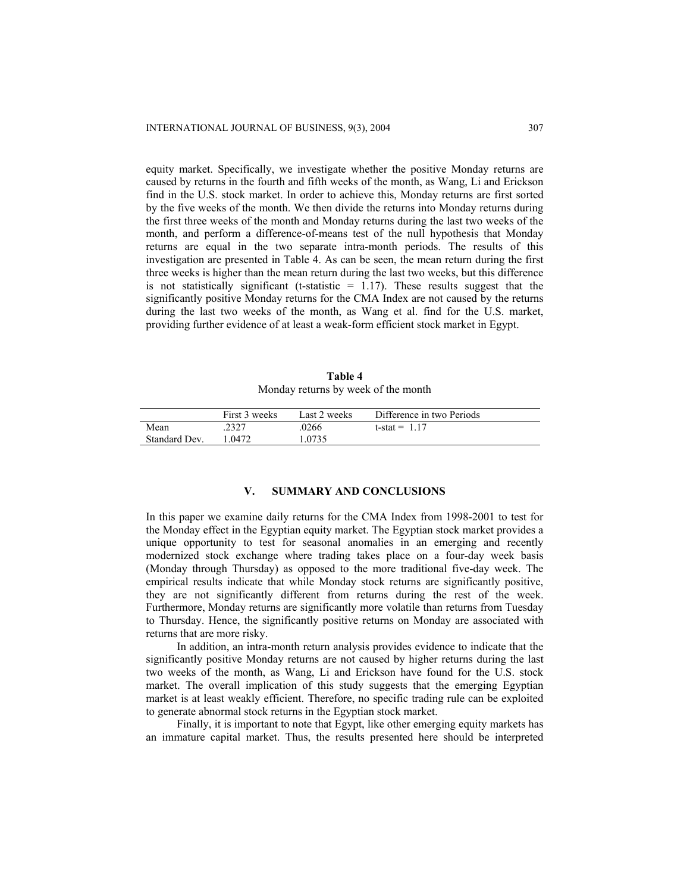equity market. Specifically, we investigate whether the positive Monday returns are caused by returns in the fourth and fifth weeks of the month, as Wang, Li and Erickson find in the U.S. stock market. In order to achieve this, Monday returns are first sorted by the five weeks of the month. We then divide the returns into Monday returns during the first three weeks of the month and Monday returns during the last two weeks of the month, and perform a difference-of-means test of the null hypothesis that Monday returns are equal in the two separate intra-month periods. The results of this investigation are presented in Table 4. As can be seen, the mean return during the first three weeks is higher than the mean return during the last two weeks, but this difference is not statistically significant (t-statistic = 1.17). These results suggest that the significantly positive Monday returns for the CMA Index are not caused by the returns during the last two weeks of the month, as Wang et al. find for the U.S. market, providing further evidence of at least a weak-form efficient stock market in Egypt.

**Table 4**

Monday returns by week of the month

| | First 3 weeks | Last 2 weeks | Difference in two Periods |
|---|---|---|---|
| Mean | .2327 | .0266 | t-stat = 1.17 |
| Standard Dev. | 1.0472 | 1.0735 | |

## V. SUMMARY AND CONCLUSIONS

In this paper we examine daily returns for the CMA Index from 1998-2001 to test for the Monday effect in the Egyptian equity market. The Egyptian stock market provides a unique opportunity to test for seasonal anomalies in an emerging and recently modernized stock exchange where trading takes place on a four-day week basis (Monday through Thursday) as opposed to the more traditional five-day week. The empirical results indicate that while Monday stock returns are significantly positive, they are not significantly different from returns during the rest of the week. Furthermore, Monday returns are significantly more volatile than returns from Tuesday to Thursday. Hence, the significantly positive returns on Monday are associated with returns that are more risky.

In addition, an intra-month return analysis provides evidence to indicate that the significantly positive Monday returns are not caused by higher returns during the last two weeks of the month, as Wang, Li and Erickson have found for the U.S. stock market. The overall implication of this study suggests that the emerging Egyptian market is at least weakly efficient. Therefore, no specific trading rule can be exploited to generate abnormal stock returns in the Egyptian stock market.

Finally, it is important to note that Egypt, like other emerging equity markets has an immature capital market. Thus, the results presented here should be interpreted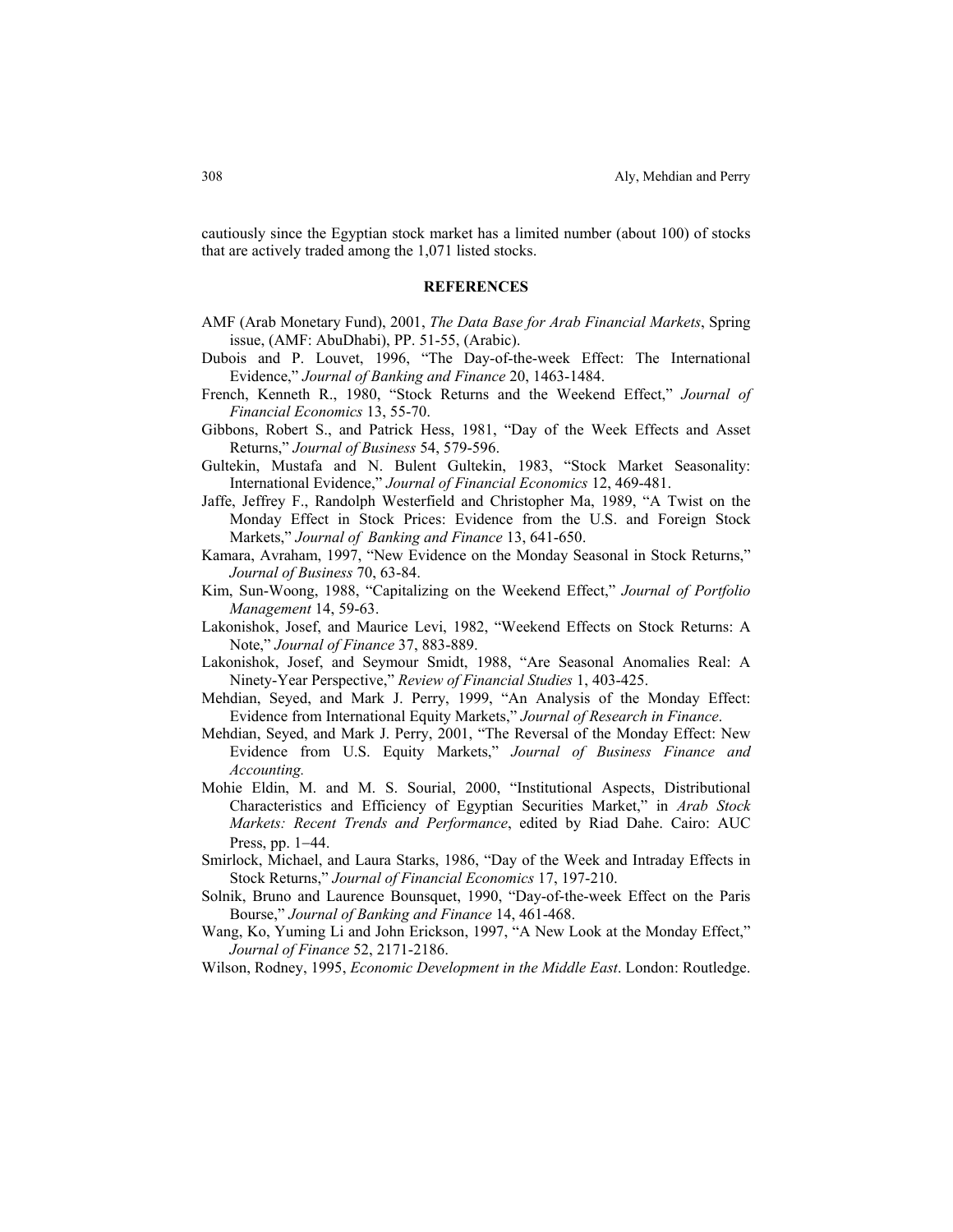cautiously since the Egyptian stock market has a limited number (about 100) of stocks that are actively traded among the 1,071 listed stocks.

## REFERENCES

AMF (Arab Monetary Fund), 2001, *The Data Base for Arab Financial Markets*, Spring issue, (AMF: AbuDhabi), PP. 51-55, (Arabic).

Dubois and P. Louvet, 1996, "The Day-of-the-week Effect: The International Evidence," *Journal of Banking and Finance* 20, 1463-1484.

French, Kenneth R., 1980, "Stock Returns and the Weekend Effect," *Journal of Financial Economics* 13, 55-70.

Gibbons, Robert S., and Patrick Hess, 1981, "Day of the Week Effects and Asset Returns," *Journal of Business* 54, 579-596.

Gultekin, Mustafa and N. Bulent Gultekin, 1983, "Stock Market Seasonality: International Evidence," *Journal of Financial Economics* 12, 469-481.

Jaffe, Jeffrey F., Randolph Westerfield and Christopher Ma, 1989, "A Twist on the Monday Effect in Stock Prices: Evidence from the U.S. and Foreign Stock Markets," *Journal of Banking and Finance* 13, 641-650.

Kamara, Avraham, 1997, "New Evidence on the Monday Seasonal in Stock Returns," *Journal of Business* 70, 63-84.

Kim, Sun-Woong, 1988, "Capitalizing on the Weekend Effect," *Journal of Portfolio Management* 14, 59-63.

Lakonishok, Josef, and Maurice Levi, 1982, "Weekend Effects on Stock Returns: A Note," *Journal of Finance* 37, 883-889.

Lakonishok, Josef, and Seymour Smidt, 1988, "Are Seasonal Anomalies Real: A Ninety-Year Perspective," *Review of Financial Studies* 1, 403-425.

Mehdian, Seyed, and Mark J. Perry, 1999, "An Analysis of the Monday Effect: Evidence from International Equity Markets," *Journal of Research in Finance*.

Mehdian, Seyed, and Mark J. Perry, 2001, "The Reversal of the Monday Effect: New Evidence from U.S. Equity Markets," *Journal of Business Finance and Accounting.*

Mohie Eldin, M. and M. S. Sourial, 2000, "Institutional Aspects, Distributional Characteristics and Efficiency of Egyptian Securities Market," in *Arab Stock Markets: Recent Trends and Performance*, edited by Riad Dahe. Cairo: AUC Press, pp. 1–44.

Smirlock, Michael, and Laura Starks, 1986, "Day of the Week and Intraday Effects in Stock Returns," *Journal of Financial Economics* 17, 197-210.

Solnik, Bruno and Laurence Bounsquet, 1990, "Day-of-the-week Effect on the Paris Bourse," *Journal of Banking and Finance* 14, 461-468.

Wang, Ko, Yuming Li and John Erickson, 1997, "A New Look at the Monday Effect," *Journal of Finance* 52, 2171-2186.

Wilson, Rodney, 1995, *Economic Development in the Middle East*. London: Routledge.